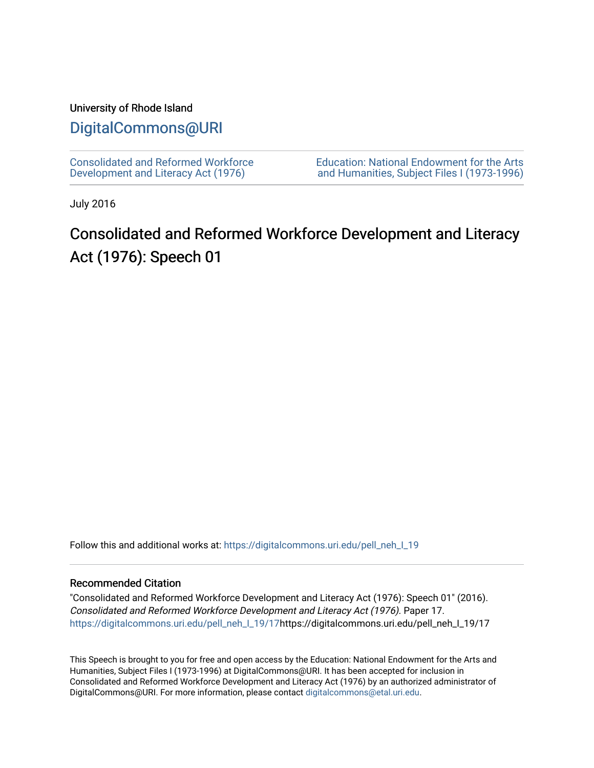University of Rhode Island

# DigitalCommons@URI

Consolidated and Reformed Workforce Development and Literacy Act (1976)

Education: National Endowment for the Arts and Humanities, Subject Files I (1973-1996)

July 2016

# Consolidated and Reformed Workforce Development and Literacy Act (1976): Speech 01

Follow this and additional works at: https://digitalcommons.uri.edu/pell_neh_I_19

## Recommended Citation

"Consolidated and Reformed Workforce Development and Literacy Act (1976): Speech 01" (2016). *Consolidated and Reformed Workforce Development and Literacy Act (1976)*. Paper 17. https://digitalcommons.uri.edu/pell_neh_I_19/17https://digitalcommons.uri.edu/pell_neh_I_19/17

This Speech is brought to you for free and open access by the Education: National Endowment for the Arts and Humanities, Subject Files I (1973-1996) at DigitalCommons@URI. It has been accepted for inclusion in Consolidated and Reformed Workforce Development and Literacy Act (1976) by an authorized administrator of DigitalCommons@URI. For more information, please contact digitalcommons@etal.uri.edu.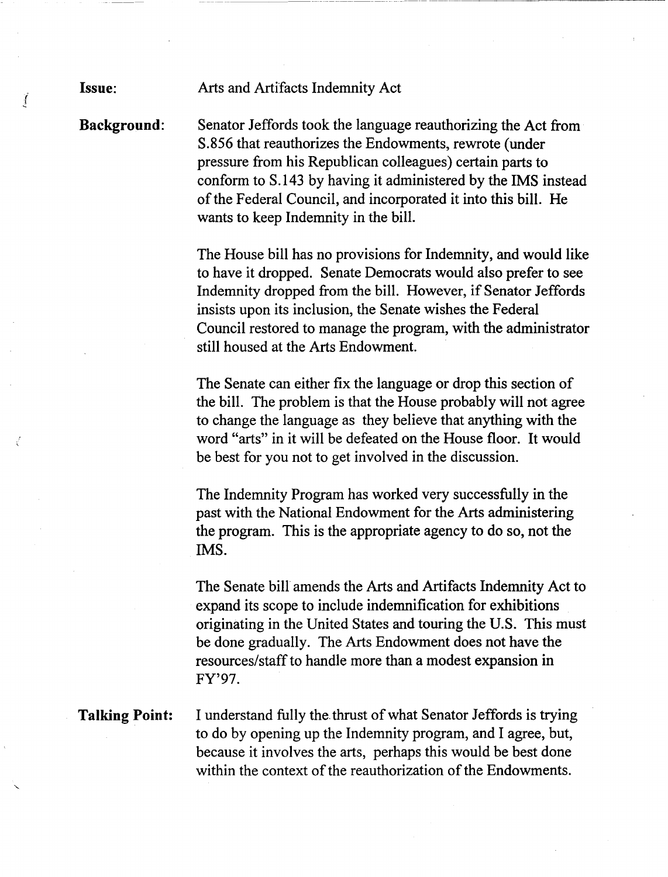**Issue:** Arts and Artifacts Indemnity Act

**Background:** Senator Jeffords took the language reauthorizing the Act from S.856 that reauthorizes the Endowments, rewrote (under pressure from his Republican colleagues) certain parts to conform to S.143 by having it administered by the IMS instead of the Federal Council, and incorporated it into this bill. He wants to keep Indemnity in the bill.

The House bill has no provisions for Indemnity, and would like to have it dropped. Senate Democrats would also prefer to see Indemnity dropped from the bill. However, if Senator Jeffords insists upon its inclusion, the Senate wishes the Federal Council restored to manage the program, with the administrator still housed at the Arts Endowment.

The Senate can either fix the language or drop this section of the bill. The problem is that the House probably will not agree to change the language as they believe that anything with the word "arts" in it will be defeated on the House floor. It would be best for you not to get involved in the discussion.

The Indemnity Program has worked very successfully in the past with the National Endowment for the Arts administering the program. This is the appropriate agency to do so, not the IMS.

The Senate bill amends the Arts and Artifacts Indemnity Act to expand its scope to include indemnification for exhibitions originating in the United States and touring the U.S. This must be done gradually. The Arts Endowment does not have the resources/staff to handle more than a modest expansion in FY'97.

**Talking Point:** I understand fully the thrust of what Senator Jeffords is trying to do by opening up the Indemnity program, and I agree, but, because it involves the arts, perhaps this would be best done within the context of the reauthorization of the Endowments.